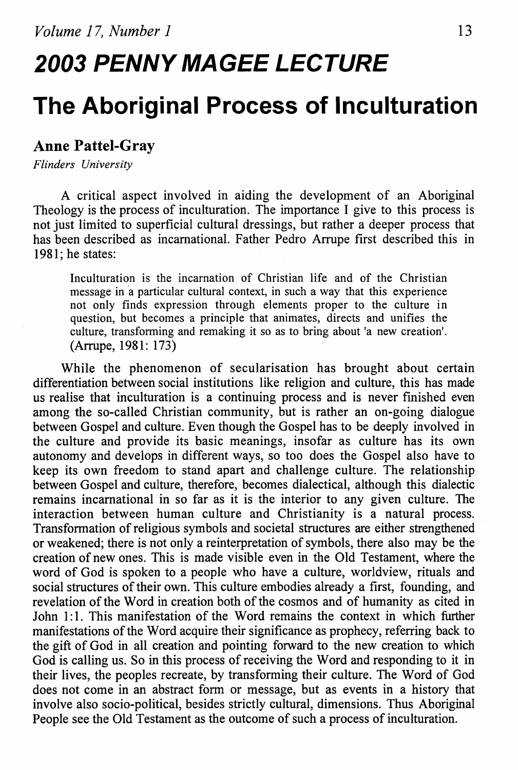# 2003 PENNY MAGEE LECTURE

# The Aboriginal Process of Inculturation

**Anne Pattel-Gray**
*Flinders University*

A critical aspect involved in aiding the development of an Aboriginal Theology is the process of inculturation. The importance I give to this process is not just limited to superficial cultural dressings, but rather a deeper process that has been described as incarnational. Father Pedro Arrupe first described this in 1981; he states:

> Inculturation is the incarnation of Christian life and of the Christian message in a particular cultural context, in such a way that this experience not only finds expression through elements proper to the culture in question, but becomes a principle that animates, directs and unifies the culture, transforming and remaking it so as to bring about 'a new creation'. (Arrupe, 1981: 173)

While the phenomenon of secularisation has brought about certain differentiation between social institutions like religion and culture, this has made us realise that inculturation is a continuing process and is never finished even among the so-called Christian community, but is rather an on-going dialogue between Gospel and culture. Even though the Gospel has to be deeply involved in the culture and provide its basic meanings, insofar as culture has its own autonomy and develops in different ways, so too does the Gospel also have to keep its own freedom to stand apart and challenge culture. The relationship between Gospel and culture, therefore, becomes dialectical, although this dialectic remains incarnational in so far as it is the interior to any given culture. The interaction between human culture and Christianity is a natural process. Transformation of religious symbols and societal structures are either strengthened or weakened; there is not only a reinterpretation of symbols, there also may be the creation of new ones. This is made visible even in the Old Testament, where the word of God is spoken to a people who have a culture, worldview, rituals and social structures of their own. This culture embodies already a first, founding, and revelation of the Word in creation both of the cosmos and of humanity as cited in John 1:1. This manifestation of the Word remains the context in which further manifestations of the Word acquire their significance as prophecy, referring back to the gift of God in all creation and pointing forward to the new creation to which God is calling us. So in this process of receiving the Word and responding to it in their lives, the peoples recreate, by transforming their culture. The Word of God does not come in an abstract form or message, but as events in a history that involve also socio-political, besides strictly cultural, dimensions. Thus Aboriginal People see the Old Testament as the outcome of such a process of inculturation.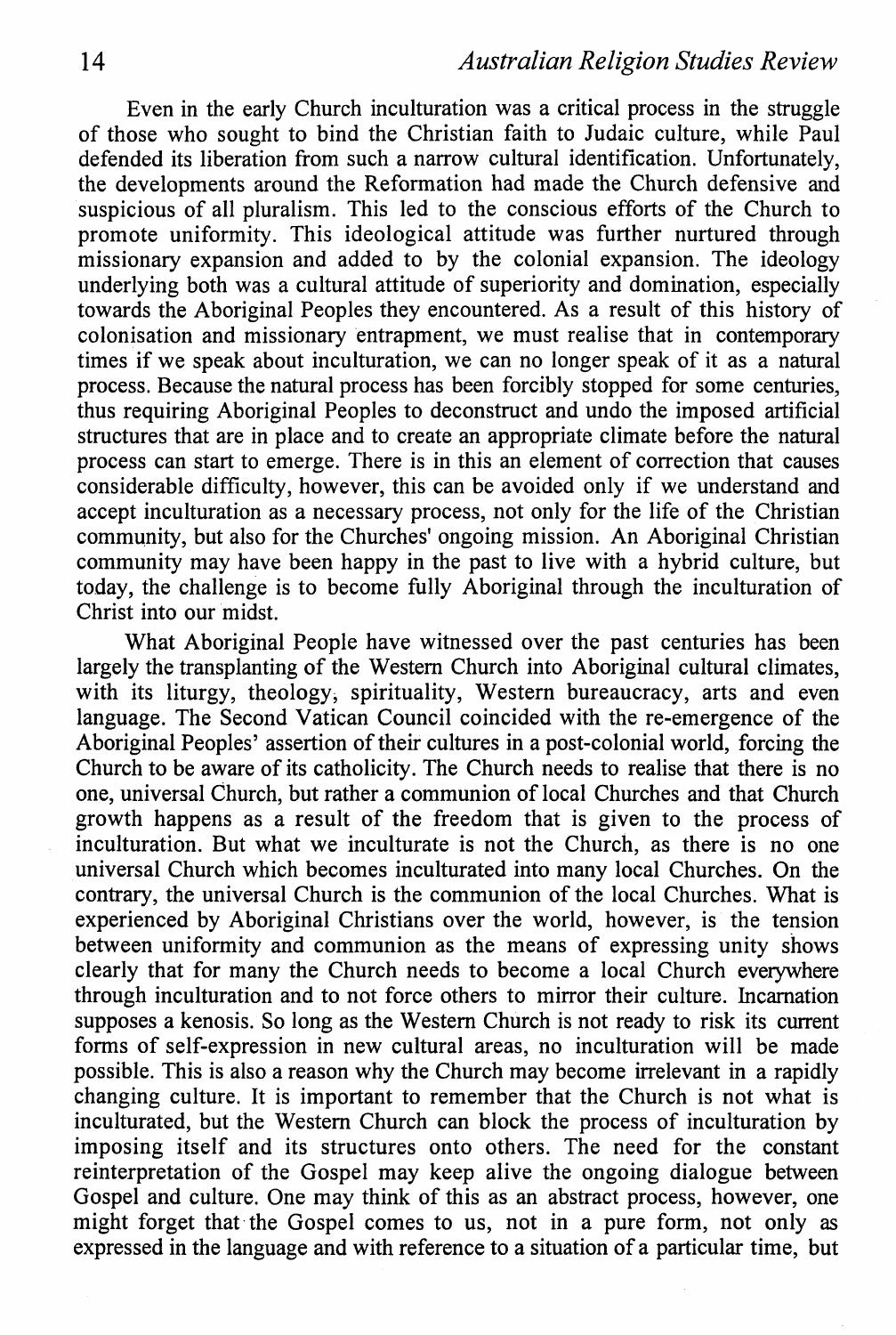Even in the early Church inculturation was a critical process in the struggle of those who sought to bind the Christian faith to Judaic culture, while Paul defended its liberation from such a narrow cultural identification. Unfortunately, the developments around the Reformation had made the Church defensive and suspicious of all pluralism. This led to the conscious efforts of the Church to promote uniformity. This ideological attitude was further nurtured through missionary expansion and added to by the colonial expansion. The ideology underlying both was a cultural attitude of superiority and domination, especially towards the Aboriginal Peoples they encountered. As a result of this history of colonisation and missionary entrapment, we must realise that in contemporary times if we speak about inculturation, we can no longer speak of it as a natural process. Because the natural process has been forcibly stopped for some centuries, thus requiring Aboriginal Peoples to deconstruct and undo the imposed artificial structures that are in place and to create an appropriate climate before the natural process can start to emerge. There is in this an element of correction that causes considerable difficulty, however, this can be avoided only if we understand and accept inculturation as a necessary process, not only for the life of the Christian community, but also for the Churches' ongoing mission. An Aboriginal Christian community may have been happy in the past to live with a hybrid culture, but today, the challenge is to become fully Aboriginal through the inculturation of Christ into our midst.

What Aboriginal People have witnessed over the past centuries has been largely the transplanting of the Western Church into Aboriginal cultural climates, with its liturgy, theology, spirituality, Western bureaucracy, arts and even language. The Second Vatican Council coincided with the re-emergence of the Aboriginal Peoples' assertion of their cultures in a post-colonial world, forcing the Church to be aware of its catholicity. The Church needs to realise that there is no one, universal Church, but rather a communion of local Churches and that Church growth happens as a result of the freedom that is given to the process of inculturation. But what we inculturate is not the Church, as there is no one universal Church which becomes inculturated into many local Churches. On the contrary, the universal Church is the communion of the local Churches. What is experienced by Aboriginal Christians over the world, however, is the tension between uniformity and communion as the means of expressing unity shows clearly that for many the Church needs to become a local Church everywhere through inculturation and to not force others to mirror their culture. Incarnation supposes a kenosis. So long as the Western Church is not ready to risk its current forms of self-expression in new cultural areas, no inculturation will be made possible. This is also a reason why the Church may become irrelevant in a rapidly changing culture. It is important to remember that the Church is not what is inculturated, but the Western Church can block the process of inculturation by imposing itself and its structures onto others. The need for the constant reinterpretation of the Gospel may keep alive the ongoing dialogue between Gospel and culture. One may think of this as an abstract process, however, one might forget that the Gospel comes to us, not in a pure form, not only as expressed in the language and with reference to a situation of a particular time, but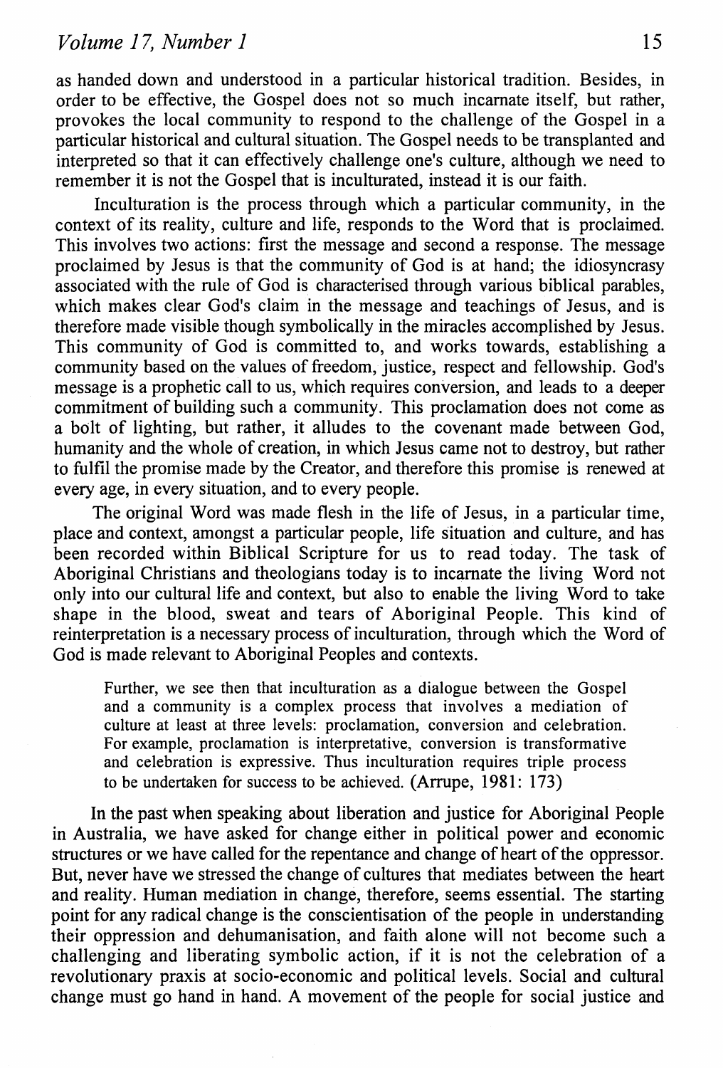as handed down and understood in a particular historical tradition. Besides, in order to be effective, the Gospel does not so much incarnate itself, but rather, provokes the local community to respond to the challenge of the Gospel in a particular historical and cultural situation. The Gospel needs to be transplanted and interpreted so that it can effectively challenge one's culture, although we need to remember it is not the Gospel that is inculturated, instead it is our faith.

Inculturation is the process through which a particular community, in the context of its reality, culture and life, responds to the Word that is proclaimed. This involves two actions: first the message and second a response. The message proclaimed by Jesus is that the community of God is at hand; the idiosyncrasy associated with the rule of God is characterised through various biblical parables, which makes clear God's claim in the message and teachings of Jesus, and is therefore made visible though symbolically in the miracles accomplished by Jesus. This community of God is committed to, and works towards, establishing a community based on the values of freedom, justice, respect and fellowship. God's message is a prophetic call to us, which requires conversion, and leads to a deeper commitment of building such a community. This proclamation does not come as a bolt of lighting, but rather, it alludes to the covenant made between God, humanity and the whole of creation, in which Jesus came not to destroy, but rather to fulfil the promise made by the Creator, and therefore this promise is renewed at every age, in every situation, and to every people.

The original Word was made flesh in the life of Jesus, in a particular time, place and context, amongst a particular people, life situation and culture, and has been recorded within Biblical Scripture for us to read today. The task of Aboriginal Christians and theologians today is to incarnate the living Word not only into our cultural life and context, but also to enable the living Word to take shape in the blood, sweat and tears of Aboriginal People. This kind of reinterpretation is a necessary process of inculturation, through which the Word of God is made relevant to Aboriginal Peoples and contexts.

> Further, we see then that inculturation as a dialogue between the Gospel and a community is a complex process that involves a mediation of culture at least at three levels: proclamation, conversion and celebration. For example, proclamation is interpretative, conversion is transformative and celebration is expressive. Thus inculturation requires triple process to be undertaken for success to be achieved. (Arrupe, 1981: 173)

In the past when speaking about liberation and justice for Aboriginal People in Australia, we have asked for change either in political power and economic structures or we have called for the repentance and change of heart of the oppressor. But, never have we stressed the change of cultures that mediates between the heart and reality. Human mediation in change, therefore, seems essential. The starting point for any radical change is the conscientisation of the people in understanding their oppression and dehumanisation, and faith alone will not become such a challenging and liberating symbolic action, if it is not the celebration of a revolutionary praxis at socio-economic and political levels. Social and cultural change must go hand in hand. A movement of the people for social justice and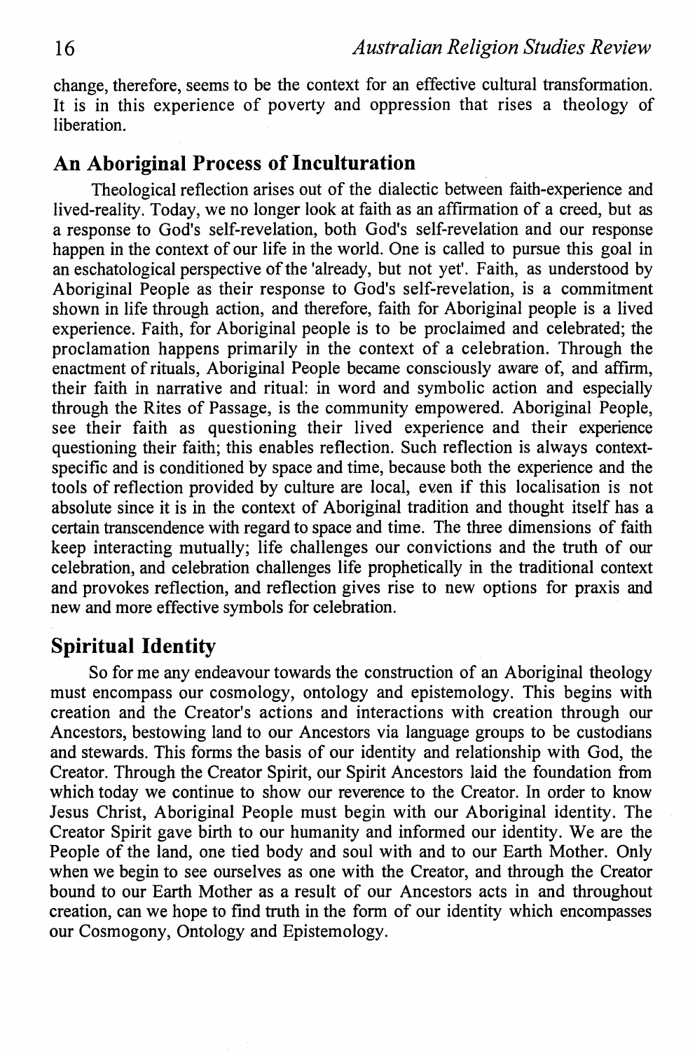change, therefore, seems to be the context for an effective cultural transformation. It is in this experience of poverty and oppression that rises a theology of liberation.

## An Aboriginal Process of Inculturation

Theological reflection arises out of the dialectic between faith-experience and lived-reality. Today, we no longer look at faith as an affirmation of a creed, but as a response to God's self-revelation, both God's self-revelation and our response happen in the context of our life in the world. One is called to pursue this goal in an eschatological perspective of the 'already, but not yet'. Faith, as understood by Aboriginal People as their response to God's self-revelation, is a commitment shown in life through action, and therefore, faith for Aboriginal people is a lived experience. Faith, for Aboriginal people is to be proclaimed and celebrated; the proclamation happens primarily in the context of a celebration. Through the enactment of rituals, Aboriginal People became consciously aware of, and affirm, their faith in narrative and ritual: in word and symbolic action and especially through the Rites of Passage, is the community empowered. Aboriginal People, see their faith as questioning their lived experience and their experience questioning their faith; this enables reflection. Such reflection is always context-specific and is conditioned by space and time, because both the experience and the tools of reflection provided by culture are local, even if this localisation is not absolute since it is in the context of Aboriginal tradition and thought itself has a certain transcendence with regard to space and time. The three dimensions of faith keep interacting mutually; life challenges our convictions and the truth of our celebration, and celebration challenges life prophetically in the traditional context and provokes reflection, and reflection gives rise to new options for praxis and new and more effective symbols for celebration.

## Spiritual Identity

So for me any endeavour towards the construction of an Aboriginal theology must encompass our cosmology, ontology and epistemology. This begins with creation and the Creator's actions and interactions with creation through our Ancestors, bestowing land to our Ancestors via language groups to be custodians and stewards. This forms the basis of our identity and relationship with God, the Creator. Through the Creator Spirit, our Spirit Ancestors laid the foundation from which today we continue to show our reverence to the Creator. In order to know Jesus Christ, Aboriginal People must begin with our Aboriginal identity. The Creator Spirit gave birth to our humanity and informed our identity. We are the People of the land, one tied body and soul with and to our Earth Mother. Only when we begin to see ourselves as one with the Creator, and through the Creator bound to our Earth Mother as a result of our Ancestors acts in and throughout creation, can we hope to find truth in the form of our identity which encompasses our Cosmogony, Ontology and Epistemology.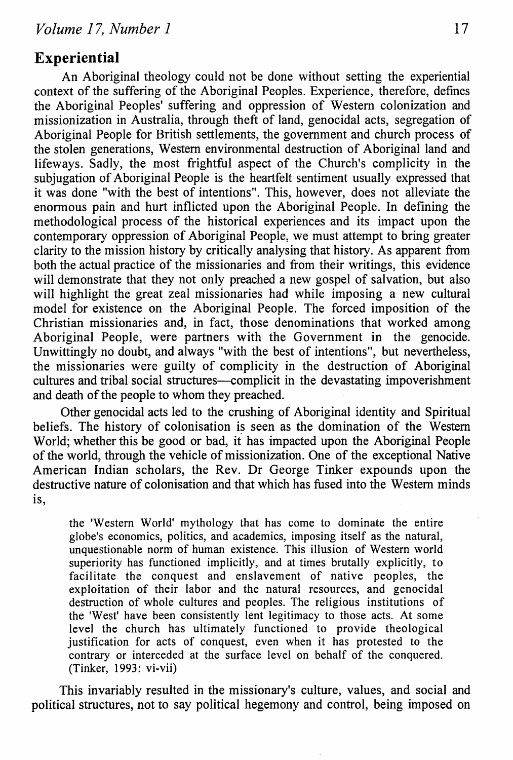## Experiential

An Aboriginal theology could not be done without setting the experiential context of the suffering of the Aboriginal Peoples. Experience, therefore, defines the Aboriginal Peoples' suffering and oppression of Western colonization and missionization in Australia, through theft of land, genocidal acts, segregation of Aboriginal People for British settlements, the government and church process of the stolen generations, Western environmental destruction of Aboriginal land and lifeways. Sadly, the most frightful aspect of the Church's complicity in the subjugation of Aboriginal People is the heartfelt sentiment usually expressed that it was done "with the best of intentions". This, however, does not alleviate the enormous pain and hurt inflicted upon the Aboriginal People. In defining the methodological process of the historical experiences and its impact upon the contemporary oppression of Aboriginal People, we must attempt to bring greater clarity to the mission history by critically analysing that history. As apparent from both the actual practice of the missionaries and from their writings, this evidence will demonstrate that they not only preached a new gospel of salvation, but also will highlight the great zeal missionaries had while imposing a new cultural model for existence on the Aboriginal People. The forced imposition of the Christian missionaries and, in fact, those denominations that worked among Aboriginal People, were partners with the Government in the genocide. Unwittingly no doubt, and always "with the best of intentions", but nevertheless, the missionaries were guilty of complicity in the destruction of Aboriginal cultures and tribal social structures—complicit in the devastating impoverishment and death of the people to whom they preached.

Other genocidal acts led to the crushing of Aboriginal identity and Spiritual beliefs. The history of colonisation is seen as the domination of the Western World; whether this be good or bad, it has impacted upon the Aboriginal People of the world, through the vehicle of missionization. One of the exceptional Native American Indian scholars, the Rev. Dr George Tinker expounds upon the destructive nature of colonisation and that which has fused into the Western minds is,

> the 'Western World' mythology that has come to dominate the entire globe's economics, politics, and academics, imposing itself as the natural, unquestionable norm of human existence. This illusion of Western world superiority has functioned implicitly, and at times brutally explicitly, to facilitate the conquest and enslavement of native peoples, the exploitation of their labor and the natural resources, and genocidal destruction of whole cultures and peoples. The religious institutions of the 'West' have been consistently lent legitimacy to those acts. At some level the church has ultimately functioned to provide theological justification for acts of conquest, even when it has protested to the contrary or interceded at the surface level on behalf of the conquered. (Tinker, 1993: vi-vii)

This invariably resulted in the missionary's culture, values, and social and political structures, not to say political hegemony and control, being imposed on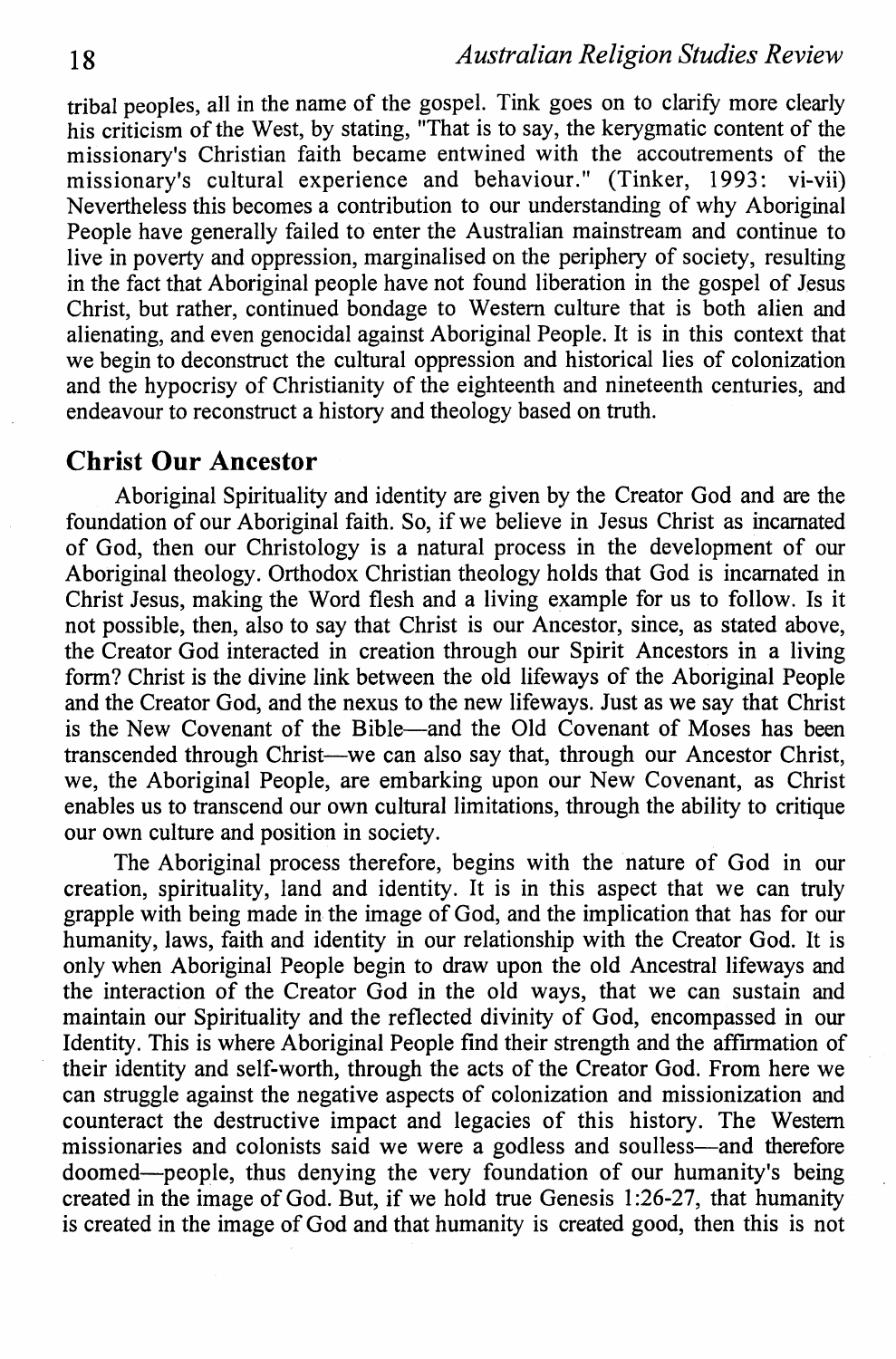tribal peoples, all in the name of the gospel. Tink goes on to clarify more clearly his criticism of the West, by stating, "That is to say, the kerygmatic content of the missionary's Christian faith became entwined with the accoutrements of the missionary's cultural experience and behaviour." (Tinker, 1993: vi-vii) Nevertheless this becomes a contribution to our understanding of why Aboriginal People have generally failed to enter the Australian mainstream and continue to live in poverty and oppression, marginalised on the periphery of society, resulting in the fact that Aboriginal people have not found liberation in the gospel of Jesus Christ, but rather, continued bondage to Western culture that is both alien and alienating, and even genocidal against Aboriginal People. It is in this context that we begin to deconstruct the cultural oppression and historical lies of colonization and the hypocrisy of Christianity of the eighteenth and nineteenth centuries, and endeavour to reconstruct a history and theology based on truth.

## Christ Our Ancestor

Aboriginal Spirituality and identity are given by the Creator God and are the foundation of our Aboriginal faith. So, if we believe in Jesus Christ as incarnated of God, then our Christology is a natural process in the development of our Aboriginal theology. Orthodox Christian theology holds that God is incarnated in Christ Jesus, making the Word flesh and a living example for us to follow. Is it not possible, then, also to say that Christ is our Ancestor, since, as stated above, the Creator God interacted in creation through our Spirit Ancestors in a living form? Christ is the divine link between the old lifeways of the Aboriginal People and the Creator God, and the nexus to the new lifeways. Just as we say that Christ is the New Covenant of the Bible—and the Old Covenant of Moses has been transcended through Christ—we can also say that, through our Ancestor Christ, we, the Aboriginal People, are embarking upon our New Covenant, as Christ enables us to transcend our own cultural limitations, through the ability to critique our own culture and position in society.

The Aboriginal process therefore, begins with the nature of God in our creation, spirituality, land and identity. It is in this aspect that we can truly grapple with being made in the image of God, and the implication that has for our humanity, laws, faith and identity in our relationship with the Creator God. It is only when Aboriginal People begin to draw upon the old Ancestral lifeways and the interaction of the Creator God in the old ways, that we can sustain and maintain our Spirituality and the reflected divinity of God, encompassed in our Identity. This is where Aboriginal People find their strength and the affirmation of their identity and self-worth, through the acts of the Creator God. From here we can struggle against the negative aspects of colonization and missionization and counteract the destructive impact and legacies of this history. The Western missionaries and colonists said we were a godless and soulless—and therefore doomed—people, thus denying the very foundation of our humanity's being created in the image of God. But, if we hold true Genesis 1:26-27, that humanity is created in the image of God and that humanity is created good, then this is not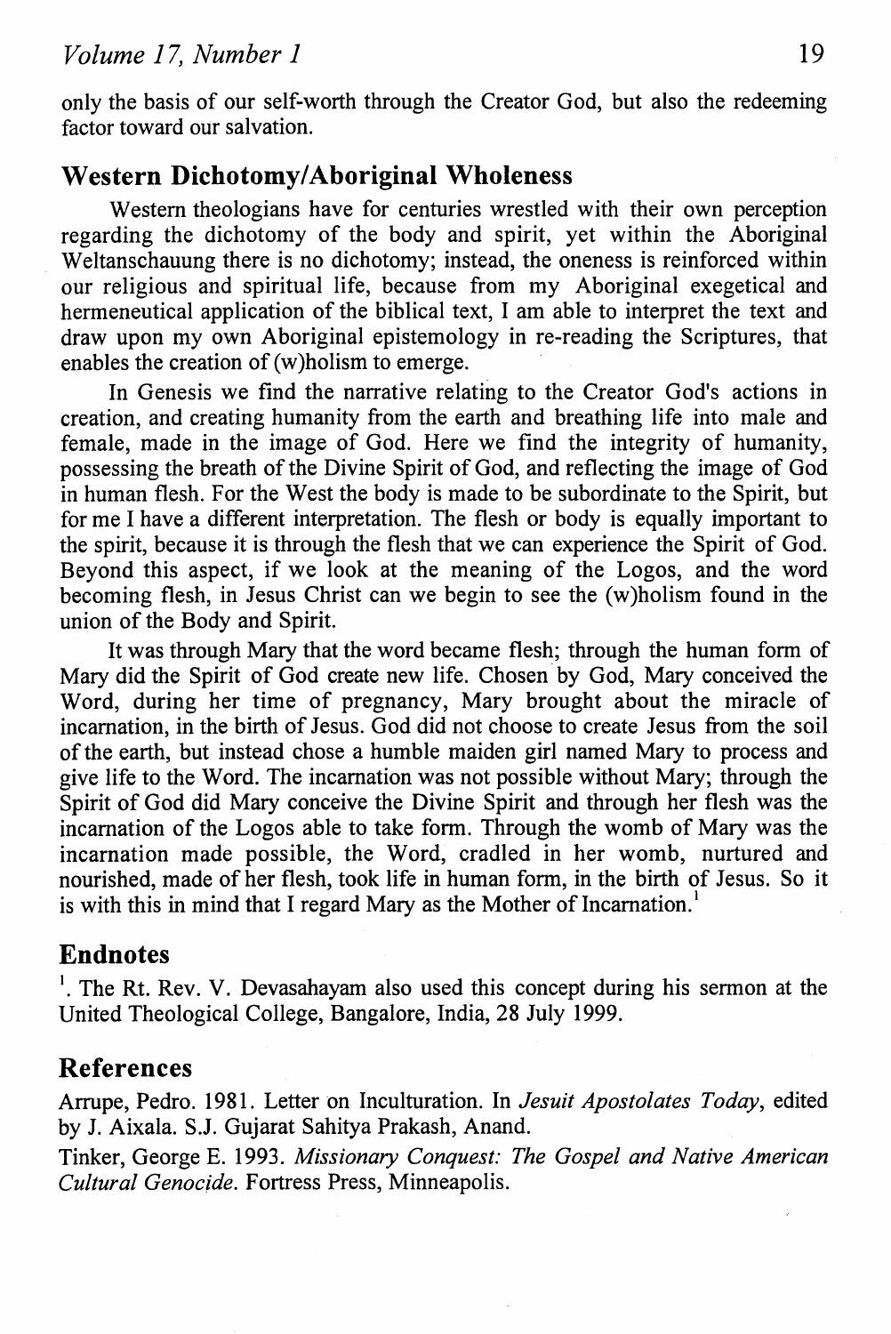only the basis of our self-worth through the Creator God, but also the redeeming factor toward our salvation.

## Western Dichotomy/Aboriginal Wholeness

Western theologians have for centuries wrestled with their own perception regarding the dichotomy of the body and spirit, yet within the Aboriginal Weltanschauung there is no dichotomy; instead, the oneness is reinforced within our religious and spiritual life, because from my Aboriginal exegetical and hermeneutical application of the biblical text, I am able to interpret the text and draw upon my own Aboriginal epistemology in re-reading the Scriptures, that enables the creation of (w)holism to emerge.

In Genesis we find the narrative relating to the Creator God's actions in creation, and creating humanity from the earth and breathing life into male and female, made in the image of God. Here we find the integrity of humanity, possessing the breath of the Divine Spirit of God, and reflecting the image of God in human flesh. For the West the body is made to be subordinate to the Spirit, but for me I have a different interpretation. The flesh or body is equally important to the spirit, because it is through the flesh that we can experience the Spirit of God. Beyond this aspect, if we look at the meaning of the Logos, and the word becoming flesh, in Jesus Christ can we begin to see the (w)holism found in the union of the Body and Spirit.

It was through Mary that the word became flesh; through the human form of Mary did the Spirit of God create new life. Chosen by God, Mary conceived the Word, during her time of pregnancy, Mary brought about the miracle of incarnation, in the birth of Jesus. God did not choose to create Jesus from the soil of the earth, but instead chose a humble maiden girl named Mary to process and give life to the Word. The incarnation was not possible without Mary; through the Spirit of God did Mary conceive the Divine Spirit and through her flesh was the incarnation of the Logos able to take form. Through the womb of Mary was the incarnation made possible, the Word, cradled in her womb, nurtured and nourished, made of her flesh, took life in human form, in the birth of Jesus. So it is with this in mind that I regard Mary as the Mother of Incarnation.[1]

## Endnotes

[1]. The Rt. Rev. V. Devasahayam also used this concept during his sermon at the United Theological College, Bangalore, India, 28 July 1999.

## References

Arrupe, Pedro. 1981. Letter on Inculturation. In *Jesuit Apostolates Today*, edited by J. Aixala. S.J. Gujarat Sahitya Prakash, Anand.

Tinker, George E. 1993. *Missionary Conquest: The Gospel and Native American Cultural Genocide*. Fortress Press, Minneapolis.